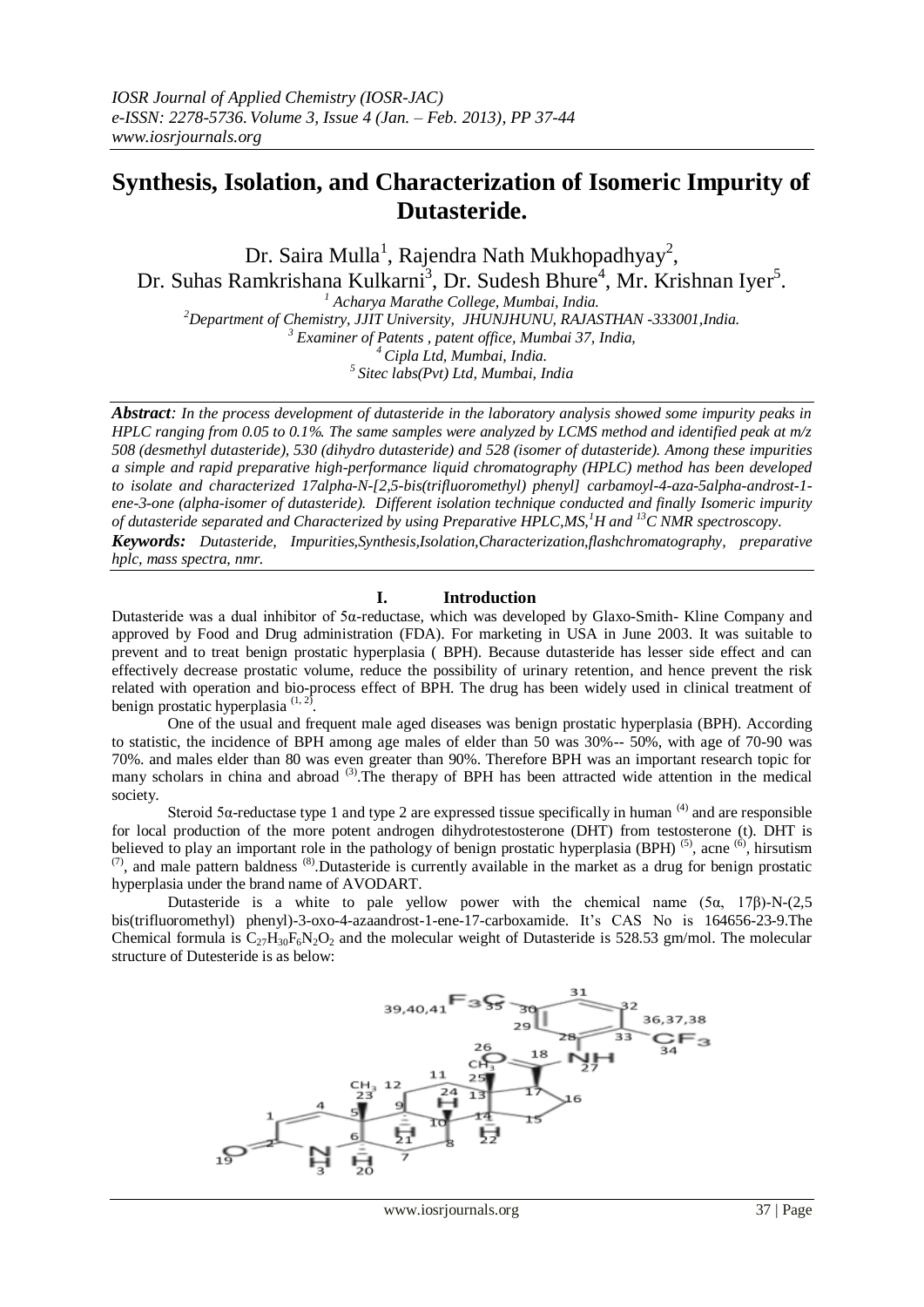# Synthesis, Isolation, and Characterization of Isomeric Impurity of Dutasteride.

Dr. Saira Mulla[1], Rajendra Nath Mukhopadhyay[2], Dr. Suhas Ramkrishana Kulkarni[3], Dr. Sudesh Bhure[4], Mr. Krishnan Iyer[5].

[1] Acharya Marathe College, Mumbai, India.
[2] Department of Chemistry, JJIT University, JHUNJHUNU, RAJASTHAN -333001,India.
[3] Examiner of Patents , patent office, Mumbai 37, India,
[4] Cipla Ltd, Mumbai, India.
[5] Sitec labs(Pvt) Ltd, Mumbai, India

***Abstract**: In the process development of dutasteride in the laboratory analysis showed some impurity peaks in HPLC ranging from 0.05 to 0.1%. The same samples were analyzed by LCMS method and identified peak at m/z 508 (desmethyl dutasteride), 530 (dihydro dutasteride) and 528 (isomer of dutasteride). Among these impurities a simple and rapid preparative high-performance liquid chromatography (HPLC) method has been developed to isolate and characterized 17alpha-N-[2,5-bis(trifluoromethyl) phenyl] carbamoyl-4-aza-5alpha-androst-1-ene-3-one (alpha-isomer of dutasteride). Different isolation technique conducted and finally Isomeric impurity of dutasteride separated and Characterized by using Preparative HPLC,MS,$^{1}H$ and $^{13}C$ NMR spectroscopy.*

***Keywords:** Dutasteride, Impurities,Synthesis,Isolation,Characterization,flashchromatography, preparative hplc, mass spectra, nmr.*

## I. Introduction

Dutasteride was a dual inhibitor of 5α-reductase, which was developed by Glaxo-Smith- Kline Company and approved by Food and Drug administration (FDA). For marketing in USA in June 2003. It was suitable to prevent and to treat benign prostatic hyperplasia ( BPH). Because dutasteride has lesser side effect and can effectively decrease prostatic volume, reduce the possibility of urinary retention, and hence prevent the risk related with operation and bio-process effect of BPH. The drug has been widely used in clinical treatment of benign prostatic hyperplasia [1, 2].

One of the usual and frequent male aged diseases was benign prostatic hyperplasia (BPH). According to statistic, the incidence of BPH among age males of elder than 50 was 30%-- 50%, with age of 70-90 was 70%. and males elder than 80 was even greater than 90%. Therefore BPH was an important research topic for many scholars in china and abroad [3].The therapy of BPH has been attracted wide attention in the medical society.

Steroid 5α-reductase type 1 and type 2 are expressed tissue specifically in human [4] and are responsible for local production of the more potent androgen dihydrotestosterone (DHT) from testosterone (t). DHT is believed to play an important role in the pathology of benign prostatic hyperplasia (BPH) [5], acne [6], hirsutism [7], and male pattern baldness [8].Dutasteride is currently available in the market as a drug for benign prostatic hyperplasia under the brand name of AVODART.

Dutasteride is a white to pale yellow power with the chemical name (5α, 17β)-N-(2,5 bis(trifluoromethyl) phenyl)-3-oxo-4-azaandrost-1-ene-17-carboxamide. It's CAS No is 164656-23-9.The Chemical formula is $C_{27}H_{30}F_6N_2O_2$ and the molecular weight of Dutasteride is 528.53 gm/mol. The molecular structure of Dutesteride is as below: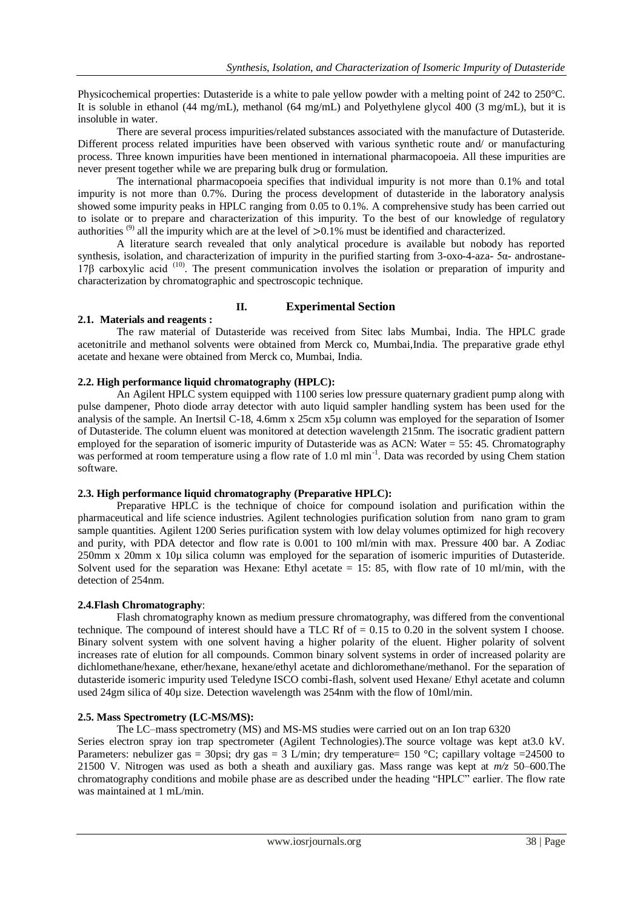Physicochemical properties: Dutasteride is a white to pale yellow powder with a melting point of 242 to 250°C. It is soluble in ethanol (44 mg/mL), methanol (64 mg/mL) and Polyethylene glycol 400 (3 mg/mL), but it is insoluble in water.

There are several process impurities/related substances associated with the manufacture of Dutasteride. Different process related impurities have been observed with various synthetic route and/ or manufacturing process. Three known impurities have been mentioned in international pharmacopoeia. All these impurities are never present together while we are preparing bulk drug or formulation.

The international pharmacopoeia specifies that individual impurity is not more than 0.1% and total impurity is not more than 0.7%. During the process development of dutasteride in the laboratory analysis showed some impurity peaks in HPLC ranging from 0.05 to 0.1%. A comprehensive study has been carried out to isolate or to prepare and characterization of this impurity. To the best of our knowledge of regulatory authorities [9] all the impurity which are at the level of >0.1% must be identified and characterized.

A literature search revealed that only analytical procedure is available but nobody has reported synthesis, isolation, and characterization of impurity in the purified starting from 3-oxo-4-aza- 5α- androstane-17β carboxylic acid [10]. The present communication involves the isolation or preparation of impurity and characterization by chromatographic and spectroscopic technique.

## II. Experimental Section

### 2.1. Materials and reagents :

The raw material of Dutasteride was received from Sitec labs Mumbai, India. The HPLC grade acetonitrile and methanol solvents were obtained from Merck co, Mumbai,India. The preparative grade ethyl acetate and hexane were obtained from Merck co, Mumbai, India.

### 2.2. High performance liquid chromatography (HPLC):

An Agilent HPLC system equipped with 1100 series low pressure quaternary gradient pump along with pulse dampener, Photo diode array detector with auto liquid sampler handling system has been used for the analysis of the sample. An Inertsil C-18, 4.6mm x 25cm x5μ column was employed for the separation of Isomer of Dutasteride. The column eluent was monitored at detection wavelength 215nm. The isocratic gradient pattern employed for the separation of isomeric impurity of Dutasteride was as ACN: Water = 55: 45. Chromatography was performed at room temperature using a flow rate of 1.0 ml $min^{-1}$. Data was recorded by using Chem station software.

### 2.3. High performance liquid chromatography (Preparative HPLC):

Preparative HPLC is the technique of choice for compound isolation and purification within the pharmaceutical and life science industries. Agilent technologies purification solution from nano gram to gram sample quantities. Agilent 1200 Series purification system with low delay volumes optimized for high recovery and purity, with PDA detector and flow rate is 0.001 to 100 ml/min with max. Pressure 400 bar. A Zodiac 250mm x 20mm x 10μ silica column was employed for the separation of isomeric impurities of Dutasteride. Solvent used for the separation was Hexane: Ethyl acetate = 15: 85, with flow rate of 10 ml/min, with the detection of 254nm.

### 2.4.Flash Chromatography:

Flash chromatography known as medium pressure chromatography, was differed from the conventional technique. The compound of interest should have a TLC Rf of = 0.15 to 0.20 in the solvent system I choose. Binary solvent system with one solvent having a higher polarity of the eluent. Higher polarity of solvent increases rate of elution for all compounds. Common binary solvent systems in order of increased polarity are dichlomethane/hexane, ether/hexane, hexane/ethyl acetate and dichloromethane/methanol. For the separation of dutasteride isomeric impurity used Teledyne ISCO combi-flash, solvent used Hexane/ Ethyl acetate and column used 24gm silica of 40μ size. Detection wavelength was 254nm with the flow of 10ml/min.

### 2.5. Mass Spectrometry (LC-MS/MS):

The LC–mass spectrometry (MS) and MS-MS studies were carried out on an Ion trap 6320 Series electron spray ion trap spectrometer (Agilent Technologies).The source voltage was kept at3.0 kV. Parameters: nebulizer gas = 30psi; dry gas = 3 L/min; dry temperature= 150 °C; capillary voltage =24500 to 21500 V. Nitrogen was used as both a sheath and auxiliary gas. Mass range was kept at *m/z* 50–600.The chromatography conditions and mobile phase are as described under the heading "HPLC" earlier. The flow rate was maintained at 1 mL/min.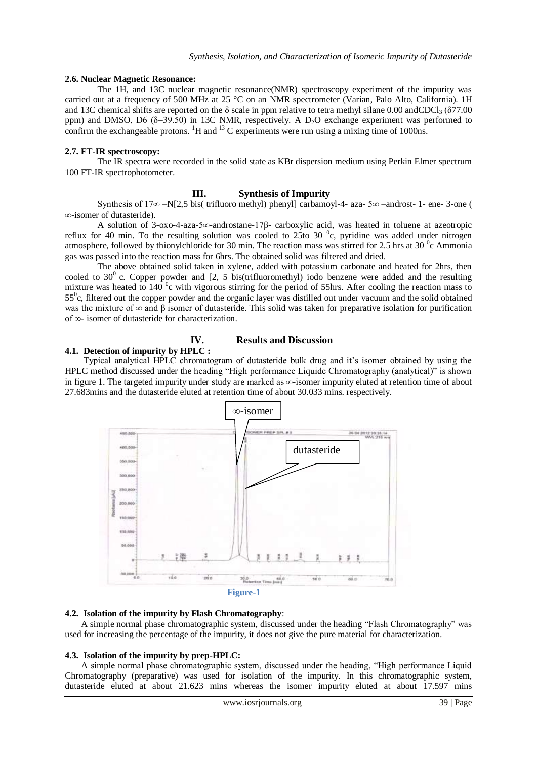### 2.6. Nuclear Magnetic Resonance:

The 1H, and 13C nuclear magnetic resonance(NMR) spectroscopy experiment of the impurity was carried out at a frequency of 500 MHz at 25 °C on an NMR spectrometer (Varian, Palo Alto, California). 1H and 13C chemical shifts are reported on the δ scale in ppm relative to tetra methyl silane 0.00 and$CDCl_3$ (δ77.00 ppm) and DMSO, D6 (δ=39.50) in 13C NMR, respectively. A $D_2O$ exchange experiment was performed to confirm the exchangeable protons. $^1H$ and $^{13}C$ experiments were run using a mixing time of 1000ns.

### 2.7. FT-IR spectroscopy:

The IR spectra were recorded in the solid state as KBr dispersion medium using Perkin Elmer spectrum 100 FT-IR spectrophotometer.

## III. Synthesis of Impurity

Synthesis of 17∞ –N[2,5 bis( trifluoro methyl) phenyl] carbamoyl-4- aza- 5∞ –androst- 1- ene- 3-one ( ∞-isomer of dutasteride).

A solution of 3-oxo-4-aza-5∞-androstane-17β- carboxylic acid, was heated in toluene at azeotropic reflux for 40 min. To the resulting solution was cooled to 25to 30 $^0$c, pyridine was added under nitrogen atmosphere, followed by thionylchloride for 30 min. The reaction mass was stirred for 2.5 hrs at 30 $^0$c Ammonia gas was passed into the reaction mass for 6hrs. The obtained solid was filtered and dried.

The above obtained solid taken in xylene, added with potassium carbonate and heated for 2hrs, then cooled to 30$^0$ c. Copper powder and [2, 5 bis(trifluoromethyl) iodo benzene were added and the resulting mixture was heated to 140 $^0$c with vigorous stirring for the period of 55hrs. After cooling the reaction mass to 55$^0$c, filtered out the copper powder and the organic layer was distilled out under vacuum and the solid obtained was the mixture of ∞ and β isomer of dutasteride. This solid was taken for preparative isolation for purification of ∞- isomer of dutasteride for characterization.

## IV. Results and Discussion

### 4.1. Detection of impurity by HPLC :

Typical analytical HPLC chromatogram of dutasteride bulk drug and it's isomer obtained by using the HPLC method discussed under the heading "High performance Liquide Chromatography (analytical)" is shown in figure 1. The targeted impurity under study are marked as ∞-isomer impurity eluted at retention time of about 27.683mins and the dutasteride eluted at retention time of about 30.033 mins. respectively.

Figure-1

### 4.2. Isolation of the impurity by Flash Chromatography:

A simple normal phase chromatographic system, discussed under the heading "Flash Chromatography" was used for increasing the percentage of the impurity, it does not give the pure material for characterization.

### 4.3. Isolation of the impurity by prep-HPLC:

A simple normal phase chromatographic system, discussed under the heading, "High performance Liquid Chromatography (preparative) was used for isolation of the impurity. In this chromatographic system, dutasteride eluted at about 21.623 mins whereas the isomer impurity eluted at about 17.597 mins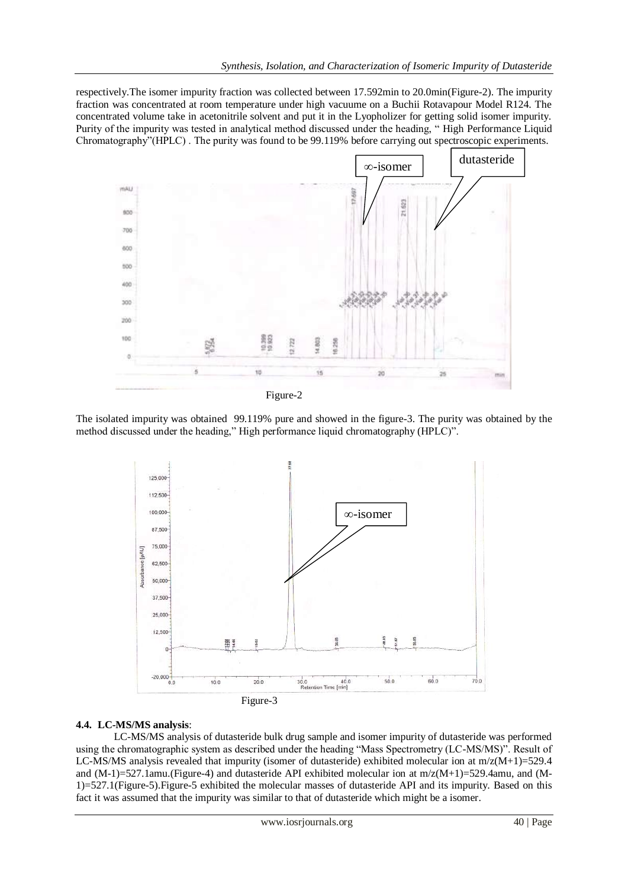respectively.The isomer impurity fraction was collected between 17.592min to 20.0min(Figure-2). The impurity fraction was concentrated at room temperature under high vacuume on a Buchii Rotavapour Model R124. The concentrated volume take in acetonitrile solvent and put it in the Lyopholizer for getting solid isomer impurity. Purity of the impurity was tested in analytical method discussed under the heading, " High Performance Liquid Chromatography"(HPLC) . The purity was found to be 99.119% before carrying out spectroscopic experiments.

Figure-2

The isolated impurity was obtained 99.119% pure and showed in the figure-3. The purity was obtained by the method discussed under the heading," High performance liquid chromatography (HPLC)".

Figure-3

#### 4.4. LC-MS/MS analysis:

LC-MS/MS analysis of dutasteride bulk drug sample and isomer impurity of dutasteride was performed using the chromatographic system as described under the heading "Mass Spectrometry (LC-MS/MS)". Result of LC-MS/MS analysis revealed that impurity (isomer of dutasteride) exhibited molecular ion at m/z(M+1)=529.4 and (M-1)=527.1amu.(Figure-4) and dutasteride API exhibited molecular ion at m/z(M+1)=529.4amu, and (M-1)=527.1(Figure-5).Figure-5 exhibited the molecular masses of dutasteride API and its impurity. Based on this fact it was assumed that the impurity was similar to that of dutasteride which might be a isomer.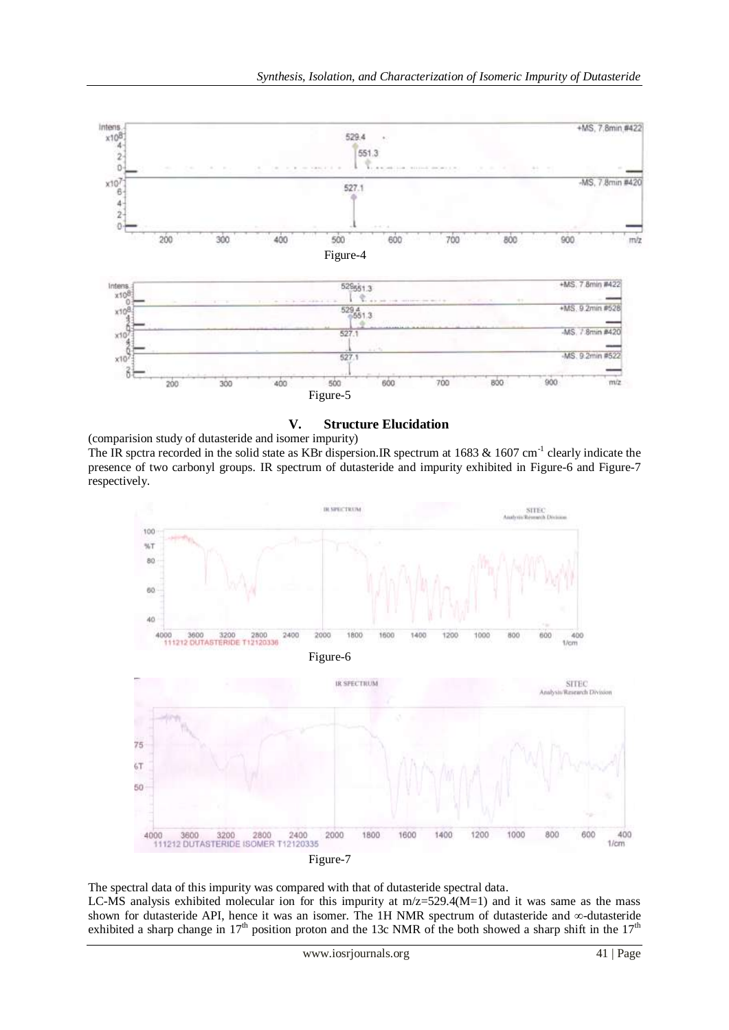Figure-4

Figure-5

## V. Structure Elucidation

(comparision study of dutasteride and isomer impurity)

The IR spctra recorded in the solid state as KBr dispersion.IR spectrum at 1683 & 1607 $cm^{-1}$ clearly indicate the presence of two carbonyl groups. IR spectrum of dutasteride and impurity exhibited in Figure-6 and Figure-7 respectively.

Figure-6

Figure-7

The spectral data of this impurity was compared with that of dutasteride spectral data.

LC-MS analysis exhibited molecular ion for this impurity at m/z=529.4(M=1) and it was same as the mass shown for dutasteride API, hence it was an isomer. The 1H NMR spectrum of dutasteride and ∞-dutasteride exhibited a sharp change in $17^{th}$ position proton and the 13c NMR of the both showed a sharp shift in the $17^{th}$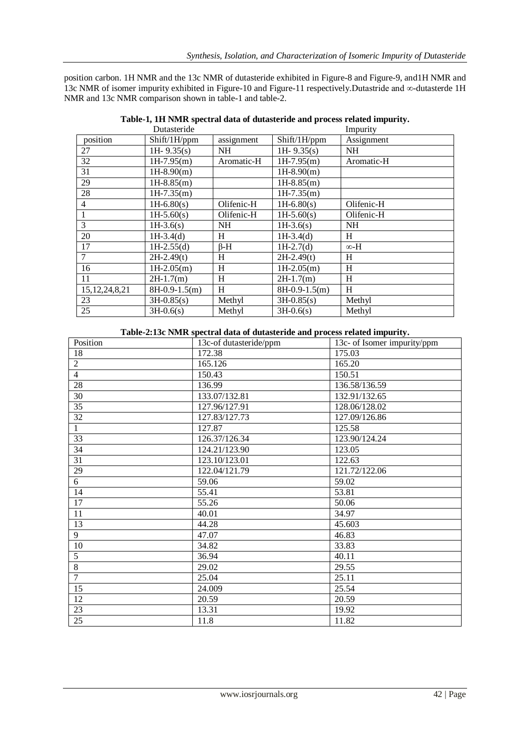position carbon. 1H NMR and the 13c NMR of dutasteride exhibited in Figure-8 and Figure-9, and1H NMR and 13c NMR of isomer impurity exhibited in Figure-10 and Figure-11 respectively.Dutastride and ∞-dutasterde 1H NMR and 13c NMR comparison shown in table-1 and table-2.

**Table-1, 1H NMR spectral data of dutasteride and process related impurity.**

| Dutasteride | | | Impurity | |
|---|---|---|---|---|
| position | Shift/1H/ppm | assignment | Shift/1H/ppm | Assignment |
| 27 | 1H- 9.35(s) | NH | 1H- 9.35(s) | NH |
| 32 | 1H-7.95(m) | Aromatic-H | 1H-7.95(m) | Aromatic-H |
| 31 | 1H-8.90(m) | | 1H-8.90(m) | |
| 29 | 1H-8.85(m) | | 1H-8.85(m) | |
| 28 | 1H-7.35(m) | | 1H-7.35(m) | |
| 4 | 1H-6.80(s) | Olifenic-H | 1H-6.80(s) | Olifenic-H |
| 1 | 1H-5.60(s) | Olifenic-H | 1H-5.60(s) | Olifenic-H |
| 3 | 1H-3.6(s) | NH | 1H-3.6(s) | NH |
| 20 | 1H-3.4(d) | H | 1H-3.4(d) | H |
| 17 | 1H-2.55(d) | β-H | 1H-2.7(d) | ∞-H |
| 7 | 2H-2.49(t) | H | 2H-2.49(t) | H |
| 16 | 1H-2.05(m) | H | 1H-2.05(m) | H |
| 11 | 2H-1.7(m) | H | 2H-1.7(m) | H |
| 15,12,24,8,21 | 8H-0.9-1.5(m) | H | 8H-0.9-1.5(m) | H |
| 23 | 3H-0.85(s) | Methyl | 3H-0.85(s) | Methyl |
| 25 | 3H-0.6(s) | Methyl | 3H-0.6(s) | Methyl |

**Table-2:13c NMR spectral data of dutasteride and process related impurity.**

| Position | 13c-of dutasteride/ppm | 13c- of Isomer impurity/ppm |
|---|---|---|
| 18 | 172.38 | 175.03 |
| 2 | 165.126 | 165.20 |
| 4 | 150.43 | 150.51 |
| 28 | 136.99 | 136.58/136.59 |
| 30 | 133.07/132.81 | 132.91/132.65 |
| 35 | 127.96/127.91 | 128.06/128.02 |
| 32 | 127.83/127.73 | 127.09/126.86 |
| 1 | 127.87 | 125.58 |
| 33 | 126.37/126.34 | 123.90/124.24 |
| 34 | 124.21/123.90 | 123.05 |
| 31 | 123.10/123.01 | 122.63 |
| 29 | 122.04/121.79 | 121.72/122.06 |
| 6 | 59.06 | 59.02 |
| 14 | 55.41 | 53.81 |
| 17 | 55.26 | 50.06 |
| 11 | 40.01 | 34.97 |
| 13 | 44.28 | 45.603 |
| 9 | 47.07 | 46.83 |
| 10 | 34.82 | 33.83 |
| 5 | 36.94 | 40.11 |
| 8 | 29.02 | 29.55 |
| 7 | 25.04 | 25.11 |
| 15 | 24.009 | 25.54 |
| 12 | 20.59 | 20.59 |
| 23 | 13.31 | 19.92 |
| 25 | 11.8 | 11.82 |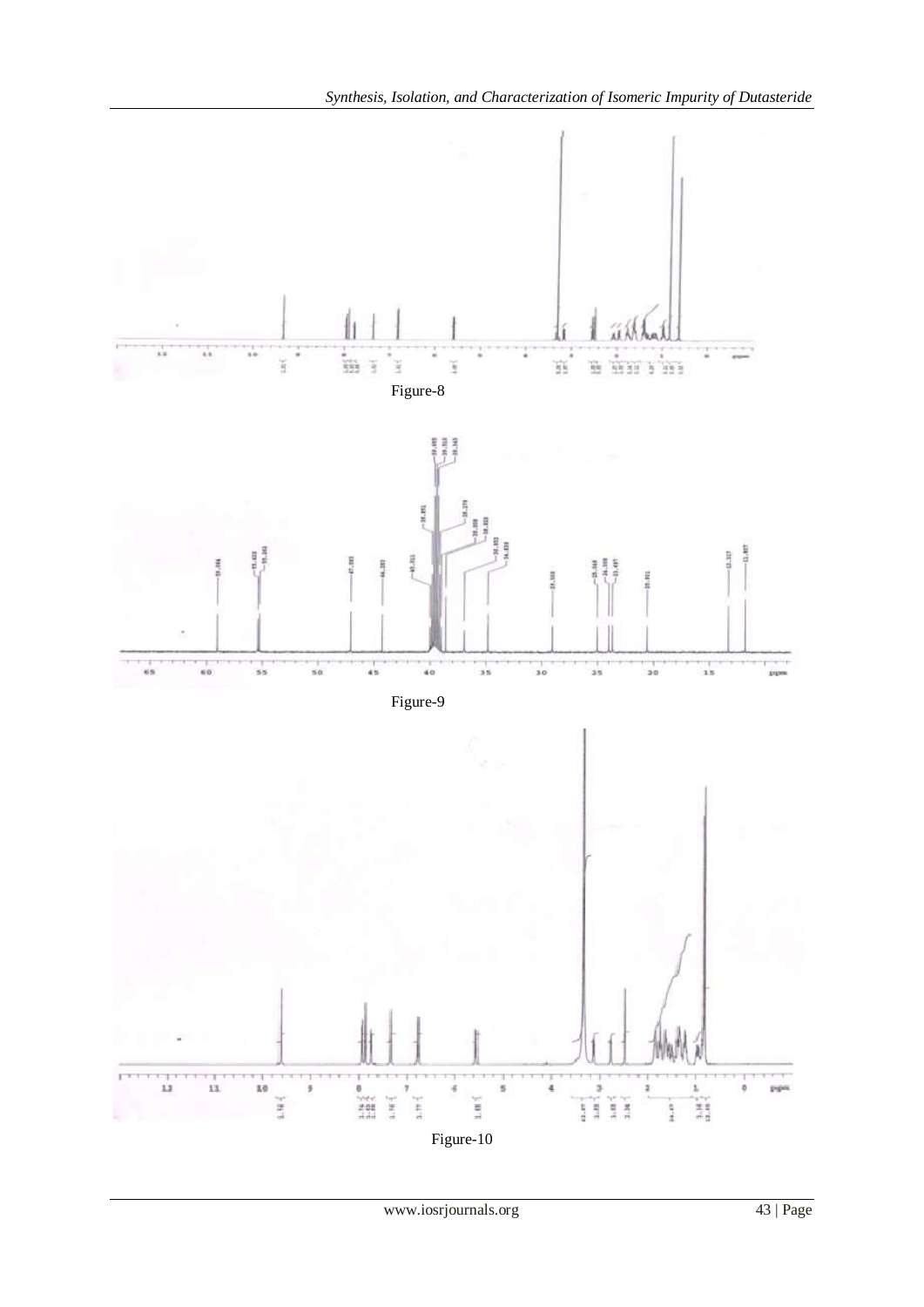Figure-8

Figure-9

Figure-10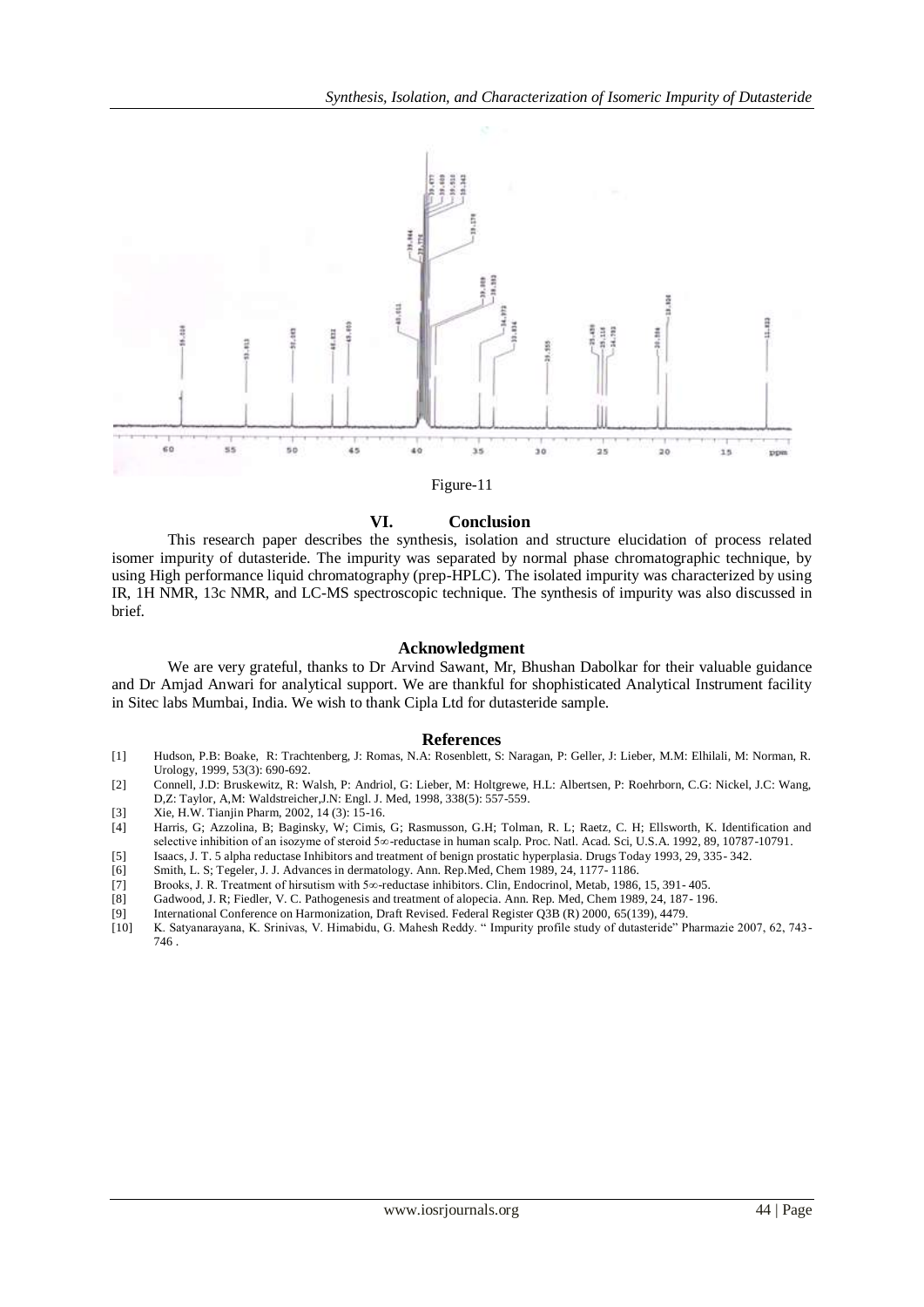60
55
50
45
40
35
30
25
20
15
ppm

Figure-11

## VI. Conclusion

This research paper describes the synthesis, isolation and structure elucidation of process related isomer impurity of dutasteride. The impurity was separated by normal phase chromatographic technique, by using High performance liquid chromatography (prep-HPLC). The isolated impurity was characterized by using IR, 1H NMR, 13c NMR, and LC-MS spectroscopic technique. The synthesis of impurity was also discussed in brief.

## Acknowledgment

We are very grateful, thanks to Dr Arvind Sawant, Mr, Bhushan Dabolkar for their valuable guidance and Dr Amjad Anwari for analytical support. We are thankful for shophisticated Analytical Instrument facility in Sitec labs Mumbai, India. We wish to thank Cipla Ltd for dutasteride sample.

## References

[1] Hudson, P.B: Boake, R: Trachtenberg, J: Romas, N.A: Rosenblett, S: Naragan, P: Geller, J: Lieber, M.M: Elhilali, M: Norman, R. Urology, 1999, 53(3): 690-692.

[2] Connell, J.D: Bruskewitz, R: Walsh, P: Andriol, G: Lieber, M: Holtgrewe, H.L: Albertsen, P: Roehrborn, C.G: Nickel, J.C: Wang, D,Z: Taylor, A,M: Waldstreicher,J.N: Engl. J. Med, 1998, 338(5): 557-559.

[3] Xie, H.W. Tianjin Pharm, 2002, 14 (3): 15-16.

[4] Harris, G; Azzolina, B; Baginsky, W; Cimis, G; Rasmusson, G.H; Tolman, R. L; Raetz, C. H; Ellsworth, K. Identification and selective inhibition of an isozyme of steroid 5∞-reductase in human scalp. Proc. Natl. Acad. Sci, U.S.A. 1992, 89, 10787-10791.

[5] Isaacs, J. T. 5 alpha reductase Inhibitors and treatment of benign prostatic hyperplasia. Drugs Today 1993, 29, 335- 342.

[6] Smith, L. S; Tegeler, J. J. Advances in dermatology. Ann. Rep.Med, Chem 1989, 24, 1177- 1186.

[7] Brooks, J. R. Treatment of hirsutism with 5∞-reductase inhibitors. Clin, Endocrinol, Metab, 1986, 15, 391- 405.

[8] Gadwood, J. R; Fiedler, V. C. Pathogenesis and treatment of alopecia. Ann. Rep. Med, Chem 1989, 24, 187- 196.

[9] International Conference on Harmonization, Draft Revised. Federal Register Q3B (R) 2000, 65(139), 4479.

[10] K. Satyanarayana, K. Srinivas, V. Himabidu, G. Mahesh Reddy. " Impurity profile study of dutasteride" Pharmazie 2007, 62, 743-746 .